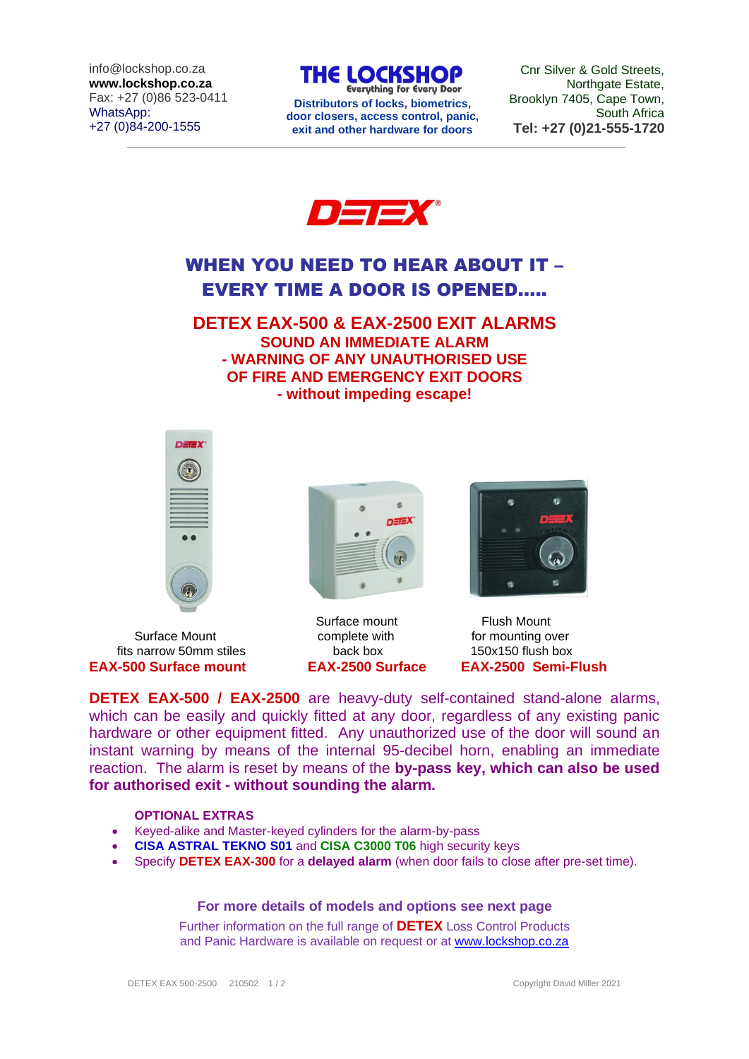info@lockshop.co.za
**www.lockshop.co.za**
Fax: +27 (0)86 523-0411
WhatsApp:
+27 (0)84-200-1555

**THE LOCKSHOP**
**Everything for Every Door**
**Distributors of locks, biometrics, door closers, access control, panic, exit and other hardware for doors**

Cnr Silver & Gold Streets,
Northgate Estate,
Brooklyn 7405, Cape Town,
South Africa
**Tel: +27 (0)21-555-1720**

# WHEN YOU NEED TO HEAR ABOUT IT – EVERY TIME A DOOR IS OPENED.....

## DETEX EAX-500 & EAX-2500 EXIT ALARMS

**SOUND AN IMMEDIATE ALARM**
**- WARNING OF ANY UNAUTHORISED USE OF FIRE AND EMERGENCY EXIT DOORS**
**- without impeding escape!**

Surface Mount
fits narrow 50mm stiles
**EAX-500 Surface mount**

Surface mount
complete with
back box
**EAX-2500 Surface**

Flush Mount
for mounting over
150x150 flush box
**EAX-2500 Semi-Flush**

**DETEX EAX-500 / EAX-2500** are heavy-duty self-contained stand-alone alarms, which can be easily and quickly fitted at any door, regardless of any existing panic hardware or other equipment fitted. Any unauthorized use of the door will sound an instant warning by means of the internal 95-decibel horn, enabling an immediate reaction. The alarm is reset by means of the **by-pass key, which can also be used for authorised exit - without sounding the alarm.**

**OPTIONAL EXTRAS**

- Keyed-alike and Master-keyed cylinders for the alarm-by-pass
- **CISA ASTRAL TEKNO S01** and **CISA C3000 T06** high security keys
- Specify **DETEX EAX-300** for a **delayed alarm** (when door fails to close after pre-set time).

**For more details of models and options see next page**

Further information on the full range of **DETEX** Loss Control Products and Panic Hardware is available on request or at www.lockshop.co.za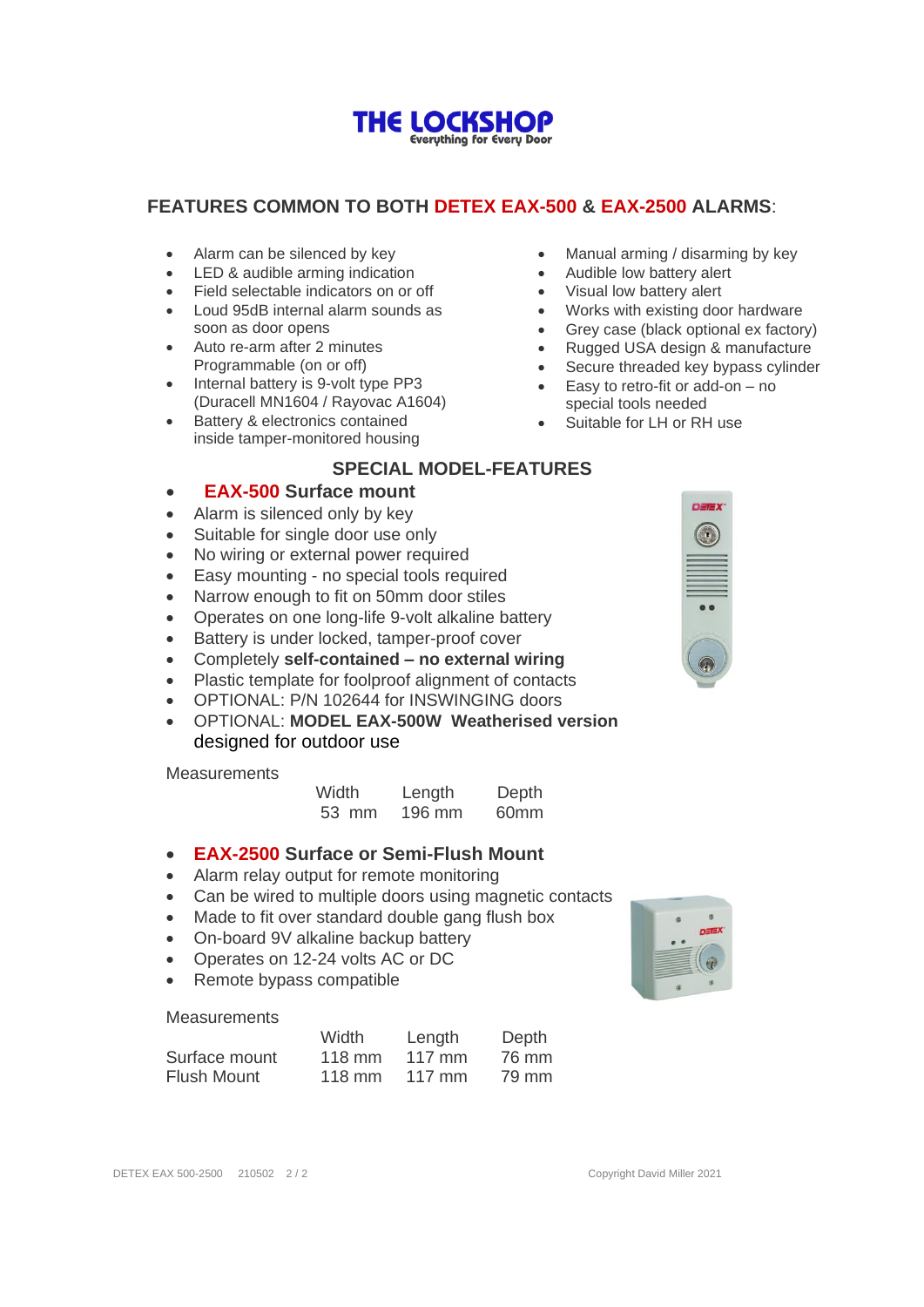# THE LOCKSHOP
Everything for Every Door

## FEATURES COMMON TO BOTH DETEX EAX-500 & EAX-2500 ALARMS:

- Alarm can be silenced by key
- LED & audible arming indication
- Field selectable indicators on or off
- Loud 95dB internal alarm sounds as soon as door opens
- Auto re-arm after 2 minutes Programmable (on or off)
- Internal battery is 9-volt type PP3 (Duracell MN1604 / Rayovac A1604)
- Battery & electronics contained inside tamper-monitored housing
- Manual arming / disarming by key
- Audible low battery alert
- Visual low battery alert
- Works with existing door hardware
- Grey case (black optional ex factory)
- Rugged USA design & manufacture
- Secure threaded key bypass cylinder
- Easy to retro-fit or add-on – no special tools needed
- Suitable for LH or RH use

## SPECIAL MODEL-FEATURES

- **EAX-500 Surface mount**
- Alarm is silenced only by key
- Suitable for single door use only
- No wiring or external power required
- Easy mounting - no special tools required
- Narrow enough to fit on 50mm door stiles
- Operates on one long-life 9-volt alkaline battery
- Battery is under locked, tamper-proof cover
- Completely **self-contained – no external wiring**
- Plastic template for foolproof alignment of contacts
- OPTIONAL: P/N 102644 for INSWINGING doors
- OPTIONAL: **MODEL EAX-500W Weatherised version** designed for outdoor use

Measurements

| Width | Length | Depth |
|---|---|---|
| 53 mm | 196 mm | 60mm |

- **EAX-2500 Surface or Semi-Flush Mount**
- Alarm relay output for remote monitoring
- Can be wired to multiple doors using magnetic contacts
- Made to fit over standard double gang flush box
- On-board 9V alkaline backup battery
- Operates on 12-24 volts AC or DC
- Remote bypass compatible

Measurements

| | Width | Length | Depth |
|---|---|---|---|
| Surface mount | 118 mm | 117 mm | 76 mm |
| Flush Mount | 118 mm | 117 mm | 79 mm |

DETEX EAX 500-2500 210502

Copyright David Miller 2021